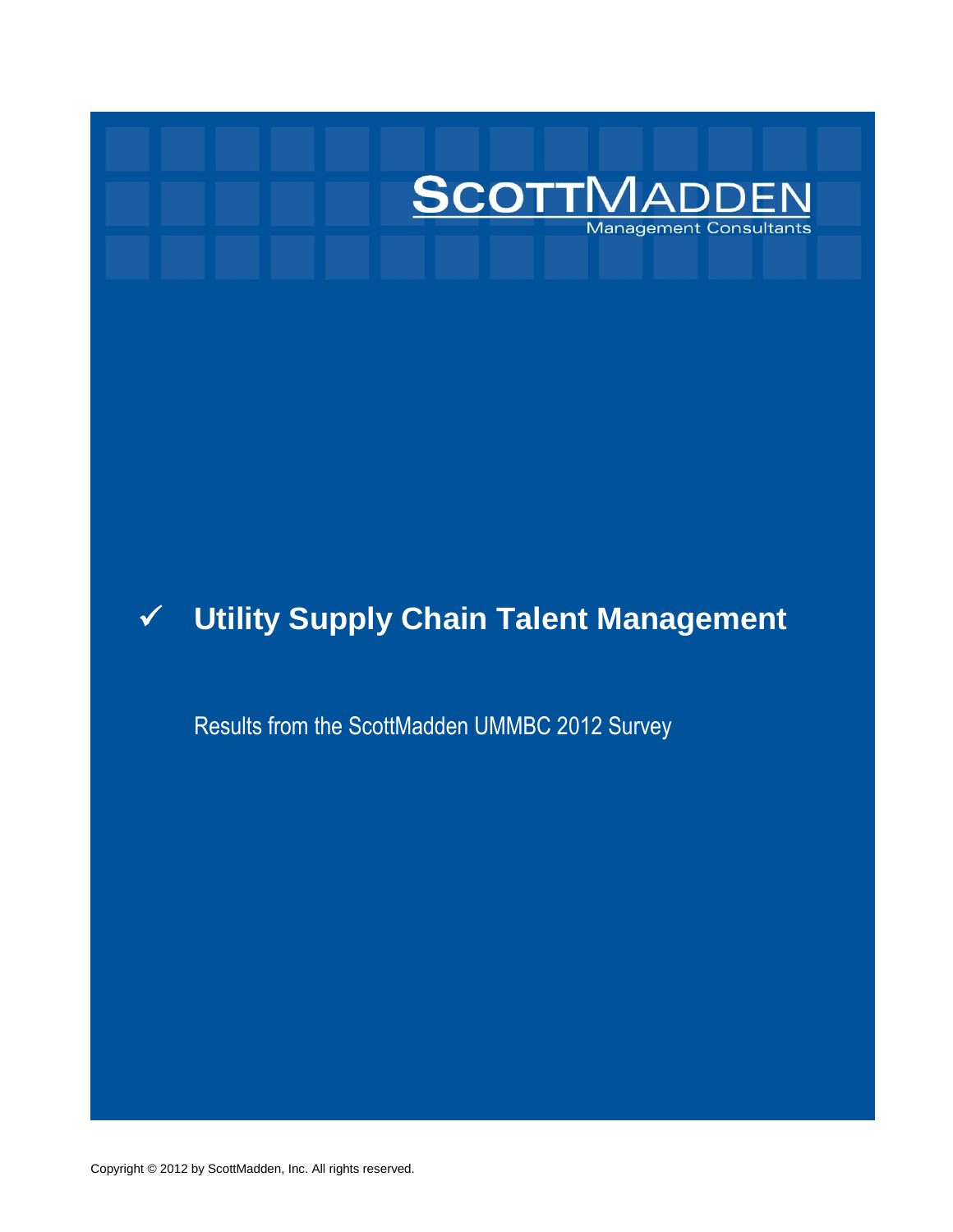**SCOTTMADDEN**
Management Consultants

# ✓ Utility Supply Chain Talent Management

Results from the ScottMadden UMMBC 2012 Survey

Copyright © 2012 by ScottMadden, Inc. All rights reserved.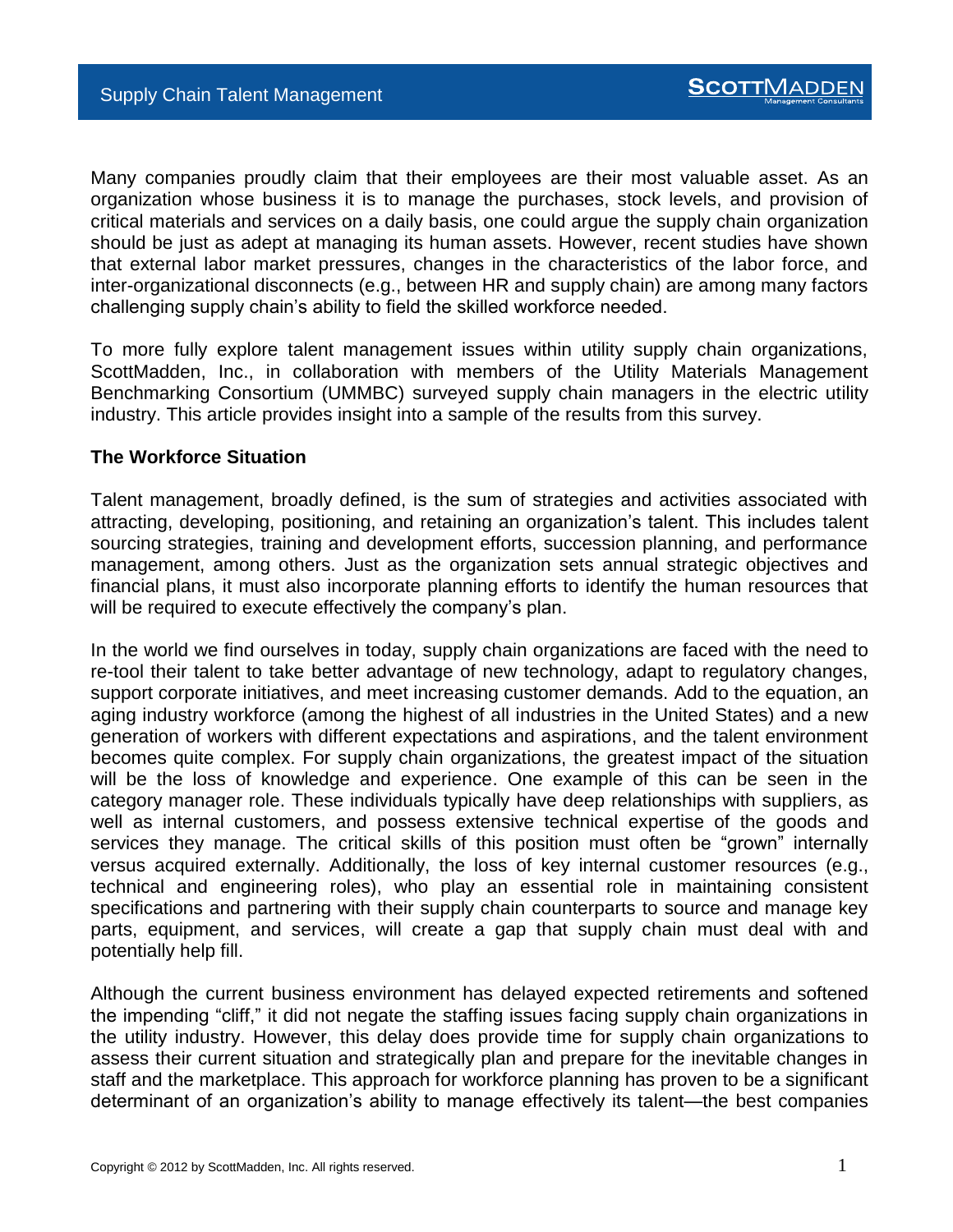Many companies proudly claim that their employees are their most valuable asset. As an organization whose business it is to manage the purchases, stock levels, and provision of critical materials and services on a daily basis, one could argue the supply chain organization should be just as adept at managing its human assets. However, recent studies have shown that external labor market pressures, changes in the characteristics of the labor force, and inter-organizational disconnects (e.g., between HR and supply chain) are among many factors challenging supply chain's ability to field the skilled workforce needed.

To more fully explore talent management issues within utility supply chain organizations, ScottMadden, Inc., in collaboration with members of the Utility Materials Management Benchmarking Consortium (UMMBC) surveyed supply chain managers in the electric utility industry. This article provides insight into a sample of the results from this survey.

**The Workforce Situation**

Talent management, broadly defined, is the sum of strategies and activities associated with attracting, developing, positioning, and retaining an organization's talent. This includes talent sourcing strategies, training and development efforts, succession planning, and performance management, among others. Just as the organization sets annual strategic objectives and financial plans, it must also incorporate planning efforts to identify the human resources that will be required to execute effectively the company's plan.

In the world we find ourselves in today, supply chain organizations are faced with the need to re-tool their talent to take better advantage of new technology, adapt to regulatory changes, support corporate initiatives, and meet increasing customer demands. Add to the equation, an aging industry workforce (among the highest of all industries in the United States) and a new generation of workers with different expectations and aspirations, and the talent environment becomes quite complex. For supply chain organizations, the greatest impact of the situation will be the loss of knowledge and experience. One example of this can be seen in the category manager role. These individuals typically have deep relationships with suppliers, as well as internal customers, and possess extensive technical expertise of the goods and services they manage. The critical skills of this position must often be "grown" internally versus acquired externally. Additionally, the loss of key internal customer resources (e.g., technical and engineering roles), who play an essential role in maintaining consistent specifications and partnering with their supply chain counterparts to source and manage key parts, equipment, and services, will create a gap that supply chain must deal with and potentially help fill.

Although the current business environment has delayed expected retirements and softened the impending "cliff," it did not negate the staffing issues facing supply chain organizations in the utility industry. However, this delay does provide time for supply chain organizations to assess their current situation and strategically plan and prepare for the inevitable changes in staff and the marketplace. This approach for workforce planning has proven to be a significant determinant of an organization's ability to manage effectively its talent—the best companies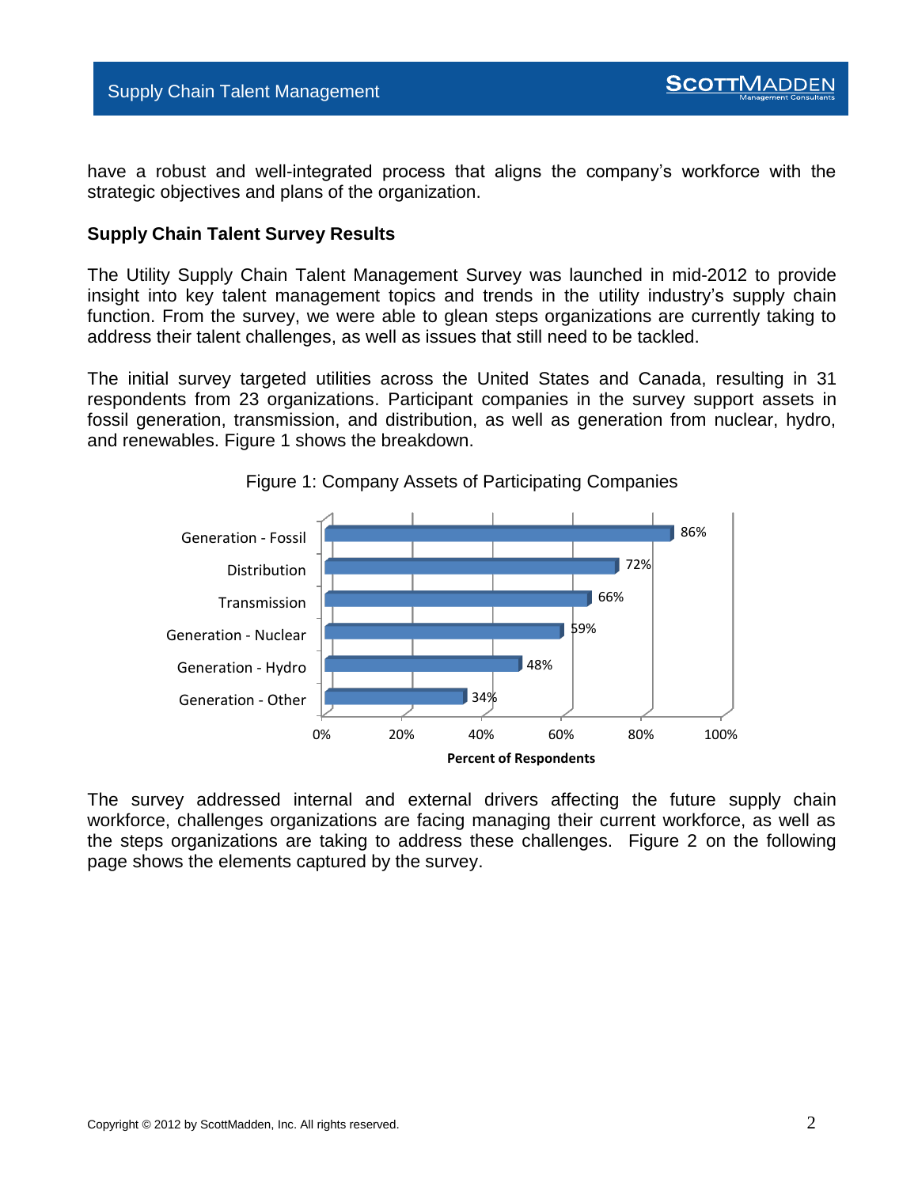have a robust and well-integrated process that aligns the company's workforce with the strategic objectives and plans of the organization.

**Supply Chain Talent Survey Results**

The Utility Supply Chain Talent Management Survey was launched in mid-2012 to provide insight into key talent management topics and trends in the utility industry's supply chain function. From the survey, we were able to glean steps organizations are currently taking to address their talent challenges, as well as issues that still need to be tackled.

The initial survey targeted utilities across the United States and Canada, resulting in 31 respondents from 23 organizations. Participant companies in the survey support assets in fossil generation, transmission, and distribution, as well as generation from nuclear, hydro, and renewables. Figure 1 shows the breakdown.

Figure 1: Company Assets of Participating Companies

| Asset | Percent of Respondents |
| --- | --- |
| Generation - Fossil | 86% |
| Distribution | 72% |
| Transmission | 66% |
| Generation - Nuclear | 59% |
| Generation - Hydro | 48% |
| Generation - Other | 34% |

The survey addressed internal and external drivers affecting the future supply chain workforce, challenges organizations are facing managing their current workforce, as well as the steps organizations are taking to address these challenges. Figure 2 on the following page shows the elements captured by the survey.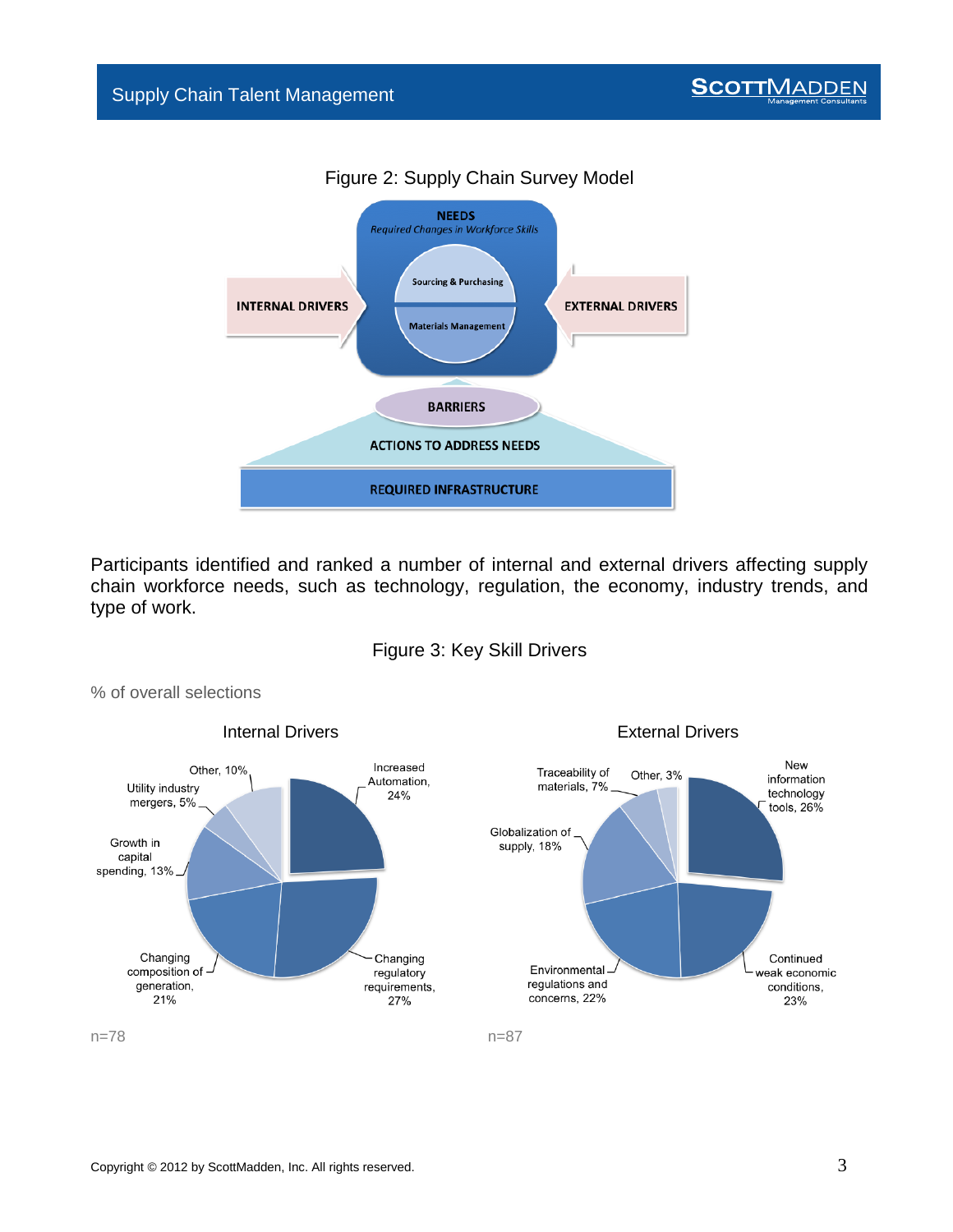Figure 2: Supply Chain Survey Model

Participants identified and ranked a number of internal and external drivers affecting supply chain workforce needs, such as technology, regulation, the economy, industry trends, and type of work.

Figure 3: Key Skill Drivers

% of overall selections

**Internal Drivers**

| Driver | % |
|---|---|
| Increased Automation | 24% |
| Changing regulatory requirements | 27% |
| Changing composition of generation | 21% |
| Growth in capital spending | 13% |
| Utility industry mergers | 5% |
| Other | 10% |

n=78

**External Drivers**

| Driver | % |
|---|---|
| New information technology tools | 26% |
| Continued weak economic conditions | 23% |
| Environmental regulations and concerns | 22% |
| Globalization of supply | 18% |
| Traceability of materials | 7% |
| Other | 3% |

n=87

Copyright © 2012 by ScottMadden, Inc. All rights reserved.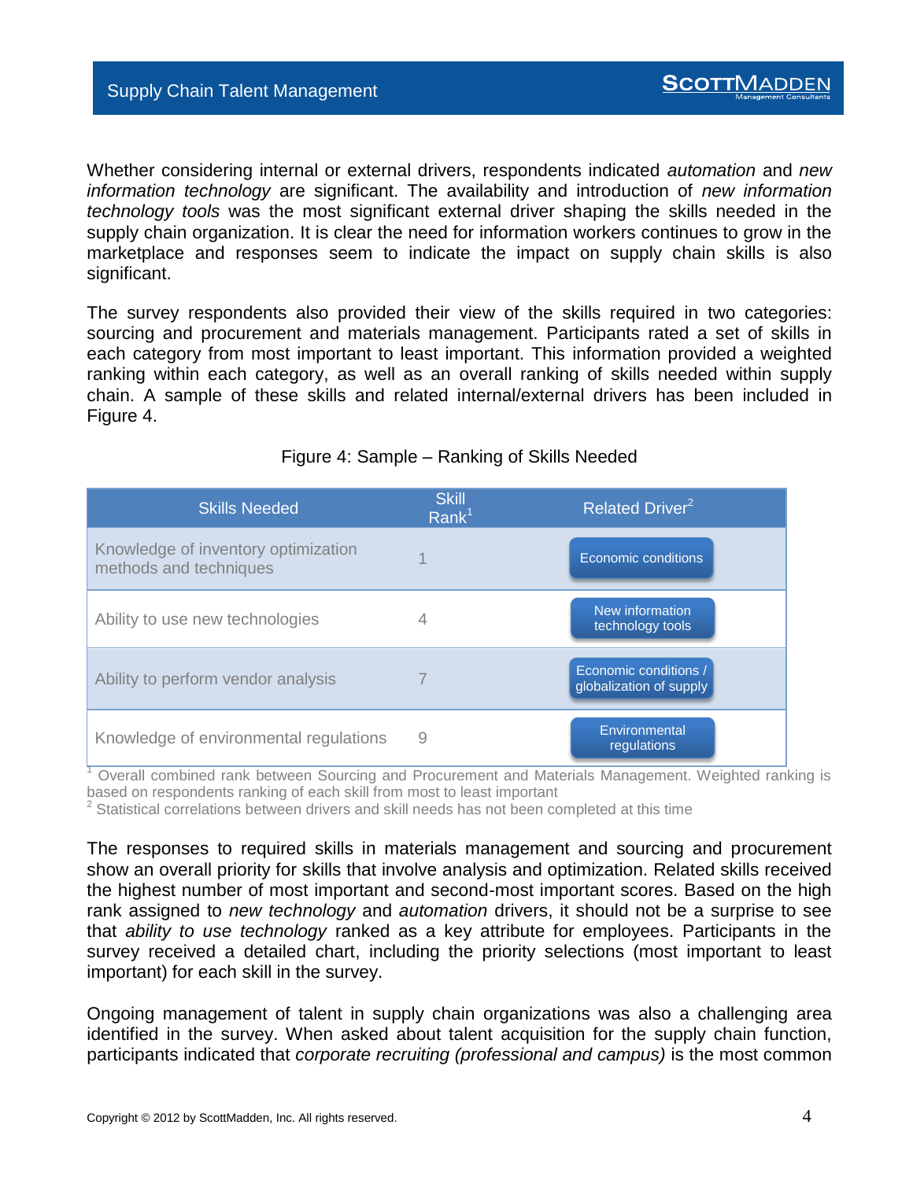Whether considering internal or external drivers, respondents indicated *automation* and *new information technology* are significant. The availability and introduction of *new information technology tools* was the most significant external driver shaping the skills needed in the supply chain organization. It is clear the need for information workers continues to grow in the marketplace and responses seem to indicate the impact on supply chain skills is also significant.

The survey respondents also provided their view of the skills required in two categories: sourcing and procurement and materials management. Participants rated a set of skills in each category from most important to least important. This information provided a weighted ranking within each category, as well as an overall ranking of skills needed within supply chain. A sample of these skills and related internal/external drivers has been included in Figure 4.

Figure 4: Sample – Ranking of Skills Needed

| Skills Needed | Skill Rank[1] | Related Driver[2] |
|---|---|---|
| Knowledge of inventory optimization methods and techniques | 1 | Economic conditions |
| Ability to use new technologies | 4 | New information technology tools |
| Ability to perform vendor analysis | 7 | Economic conditions / globalization of supply |
| Knowledge of environmental regulations | 9 | Environmental regulations |

[1] Overall combined rank between Sourcing and Procurement and Materials Management. Weighted ranking is based on respondents ranking of each skill from most to least important

[2] Statistical correlations between drivers and skill needs has not been completed at this time

The responses to required skills in materials management and sourcing and procurement show an overall priority for skills that involve analysis and optimization. Related skills received the highest number of most important and second-most important scores. Based on the high rank assigned to *new technology* and *automation* drivers, it should not be a surprise to see that *ability to use technology* ranked as a key attribute for employees. Participants in the survey received a detailed chart, including the priority selections (most important to least important) for each skill in the survey.

Ongoing management of talent in supply chain organizations was also a challenging area identified in the survey. When asked about talent acquisition for the supply chain function, participants indicated that *corporate recruiting (professional and campus)* is the most common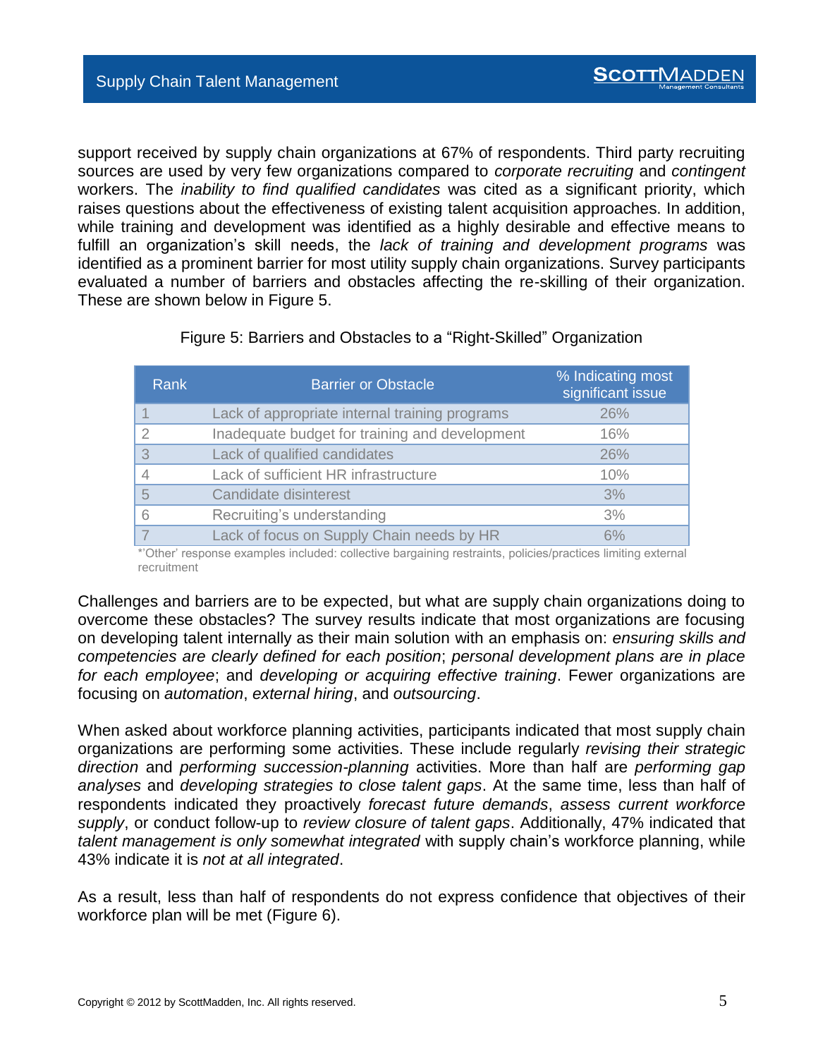support received by supply chain organizations at 67% of respondents. Third party recruiting sources are used by very few organizations compared to *corporate recruiting* and *contingent* workers. The *inability to find qualified candidates* was cited as a significant priority, which raises questions about the effectiveness of existing talent acquisition approaches. In addition, while training and development was identified as a highly desirable and effective means to fulfill an organization's skill needs, the *lack of training and development programs* was identified as a prominent barrier for most utility supply chain organizations. Survey participants evaluated a number of barriers and obstacles affecting the re-skilling of their organization. These are shown below in Figure 5.

Figure 5: Barriers and Obstacles to a "Right-Skilled" Organization

| Rank | Barrier or Obstacle | % Indicating most significant issue |
|---|---|---|
| 1 | Lack of appropriate internal training programs | 26% |
| 2 | Inadequate budget for training and development | 16% |
| 3 | Lack of qualified candidates | 26% |
| 4 | Lack of sufficient HR infrastructure | 10% |
| 5 | Candidate disinterest | 3% |
| 6 | Recruiting's understanding | 3% |
| 7 | Lack of focus on Supply Chain needs by HR | 6% |

*'Other' response examples included: collective bargaining restraints, policies/practices limiting external recruitment

Challenges and barriers are to be expected, but what are supply chain organizations doing to overcome these obstacles? The survey results indicate that most organizations are focusing on developing talent internally as their main solution with an emphasis on: *ensuring skills and competencies are clearly defined for each position*; *personal development plans are in place for each employee*; and *developing or acquiring effective training*. Fewer organizations are focusing on *automation*, *external hiring*, and *outsourcing*.

When asked about workforce planning activities, participants indicated that most supply chain organizations are performing some activities. These include regularly *revising their strategic direction* and *performing succession-planning* activities. More than half are *performing gap analyses* and *developing strategies to close talent gaps*. At the same time, less than half of respondents indicated they proactively *forecast future demands*, *assess current workforce supply*, or conduct follow-up to *review closure of talent gaps*. Additionally, 47% indicated that *talent management is only somewhat integrated* with supply chain's workforce planning, while 43% indicate it is *not at all integrated*.

As a result, less than half of respondents do not express confidence that objectives of their workforce plan will be met (Figure 6).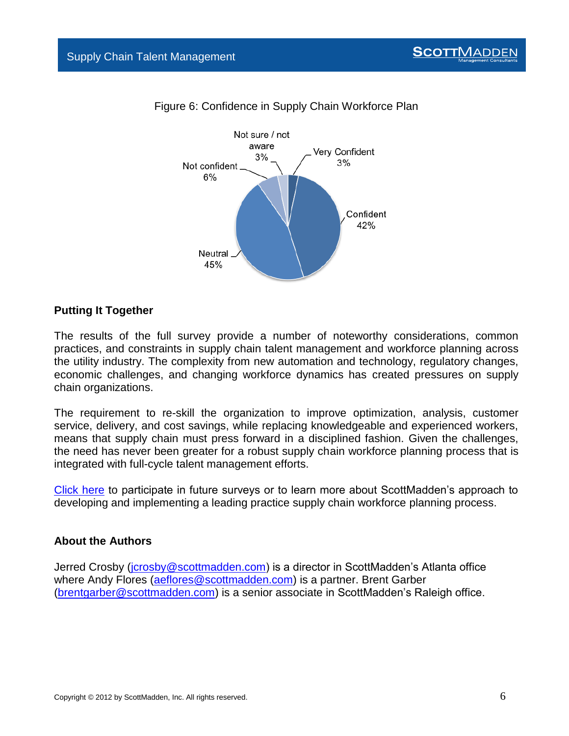Figure 6: Confidence in Supply Chain Workforce Plan

Not sure / not aware 3%
Very Confident 3%
Not confident 6%
Confident 42%
Neutral 45%

## Putting It Together

The results of the full survey provide a number of noteworthy considerations, common practices, and constraints in supply chain talent management and workforce planning across the utility industry. The complexity from new automation and technology, regulatory changes, economic challenges, and changing workforce dynamics has created pressures on supply chain organizations.

The requirement to re-skill the organization to improve optimization, analysis, customer service, delivery, and cost savings, while replacing knowledgeable and experienced workers, means that supply chain must press forward in a disciplined fashion. Given the challenges, the need has never been greater for a robust supply chain workforce planning process that is integrated with full-cycle talent management efforts.

Click here to participate in future surveys or to learn more about ScottMadden's approach to developing and implementing a leading practice supply chain workforce planning process.

## About the Authors

Jerred Crosby (jcrosby@scottmadden.com) is a director in ScottMadden's Atlanta office where Andy Flores (aeflores@scottmadden.com) is a partner. Brent Garber (brentgarber@scottmadden.com) is a senior associate in ScottMadden's Raleigh office.

Copyright © 2012 by ScottMadden, Inc. All rights reserved.